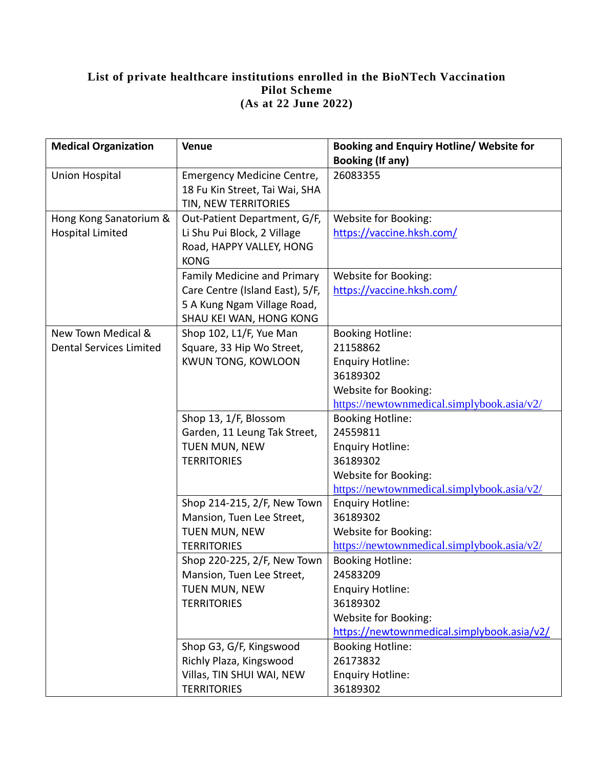**List of private healthcare institutions enrolled in the BioNTech Vaccination Pilot Scheme (As at 22 June 2022)**

| Medical Organization | Venue | Booking and Enquiry Hotline/ Website for Booking (If any) |
| --- | --- | --- |
| Union Hospital | Emergency Medicine Centre, 18 Fu Kin Street, Tai Wai, SHA TIN, NEW TERRITORIES | 26083355 |
| Hong Kong Sanatorium & Hospital Limited | Out-Patient Department, G/F, Li Shu Pui Block, 2 Village Road, HAPPY VALLEY, HONG KONG | Website for Booking: https://vaccine.hksh.com/ |
| | Family Medicine and Primary Care Centre (Island East), 5/F, 5 A Kung Ngam Village Road, SHAU KEI WAN, HONG KONG | Website for Booking: https://vaccine.hksh.com/ |
| New Town Medical & Dental Services Limited | Shop 102, L1/F, Yue Man Square, 33 Hip Wo Street, KWUN TONG, KOWLOON | Booking Hotline: 21158862<br>Enquiry Hotline: 36189302<br>Website for Booking: https://newtownmedical.simplybook.asia/v2/ |
| | Shop 13, 1/F, Blossom Garden, 11 Leung Tak Street, TUEN MUN, NEW TERRITORIES | Booking Hotline: 24559811<br>Enquiry Hotline: 36189302<br>Website for Booking: https://newtownmedical.simplybook.asia/v2/ |
| | Shop 214-215, 2/F, New Town Mansion, Tuen Lee Street, TUEN MUN, NEW TERRITORIES | Enquiry Hotline: 36189302<br>Website for Booking: https://newtownmedical.simplybook.asia/v2/ |
| | Shop 220-225, 2/F, New Town Mansion, Tuen Lee Street, TUEN MUN, NEW TERRITORIES | Booking Hotline: 24583209<br>Enquiry Hotline: 36189302<br>Website for Booking: https://newtownmedical.simplybook.asia/v2/ |
| | Shop G3, G/F, Kingswood Richly Plaza, Kingswood Villas, TIN SHUI WAI, NEW TERRITORIES | Booking Hotline: 26173832<br>Enquiry Hotline: 36189302 |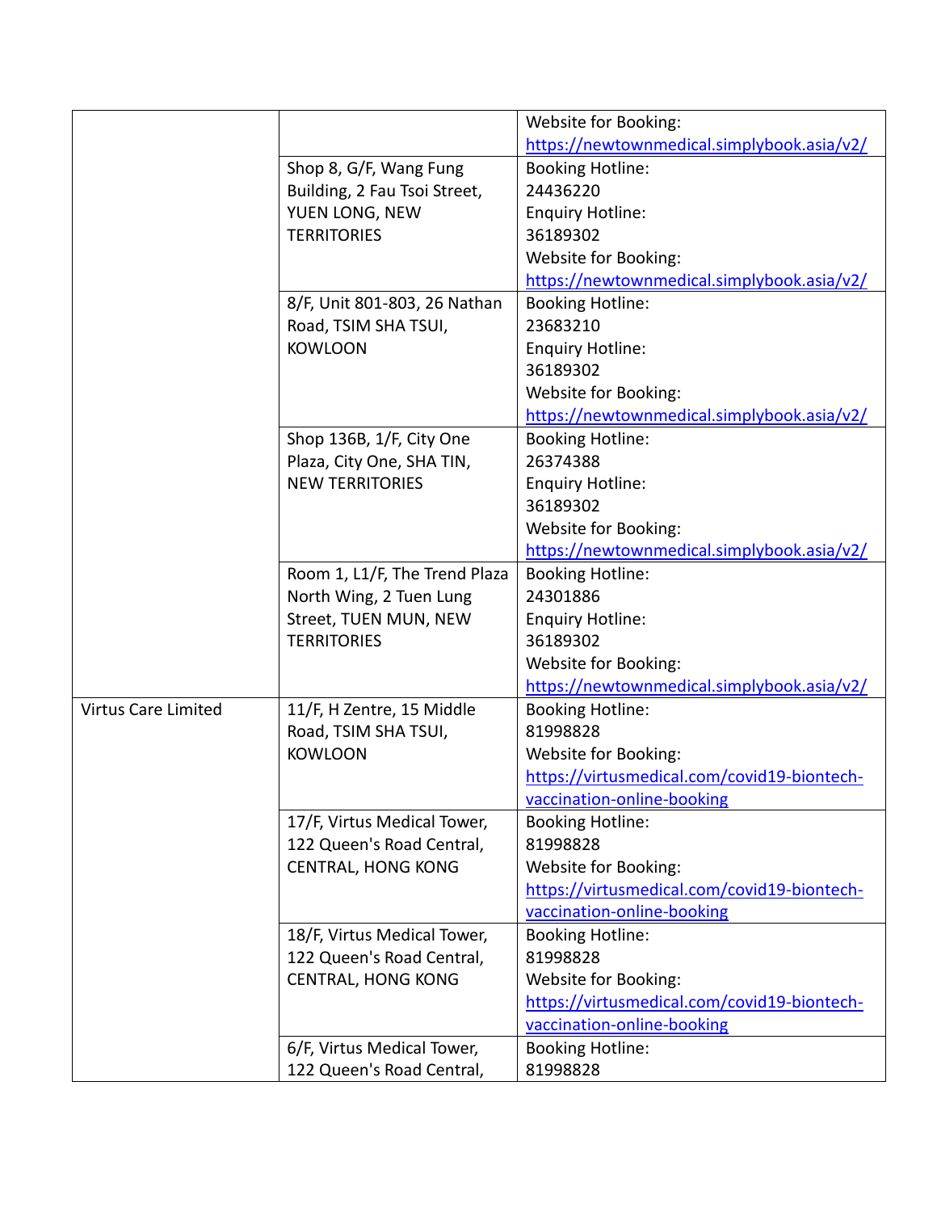| | | |
|---|---|---|
| | | Website for Booking: https://newtownmedical.simplybook.asia/v2/ |
| | Shop 8, G/F, Wang Fung Building, 2 Fau Tsoi Street, YUEN LONG, NEW TERRITORIES | Booking Hotline: 24436220 Enquiry Hotline: 36189302 Website for Booking: https://newtownmedical.simplybook.asia/v2/ |
| | 8/F, Unit 801-803, 26 Nathan Road, TSIM SHA TSUI, KOWLOON | Booking Hotline: 23683210 Enquiry Hotline: 36189302 Website for Booking: https://newtownmedical.simplybook.asia/v2/ |
| | Shop 136B, 1/F, City One Plaza, City One, SHA TIN, NEW TERRITORIES | Booking Hotline: 26374388 Enquiry Hotline: 36189302 Website for Booking: https://newtownmedical.simplybook.asia/v2/ |
| | Room 1, L1/F, The Trend Plaza North Wing, 2 Tuen Lung Street, TUEN MUN, NEW TERRITORIES | Booking Hotline: 24301886 Enquiry Hotline: 36189302 Website for Booking: https://newtownmedical.simplybook.asia/v2/ |
| Virtus Care Limited | 11/F, H Zentre, 15 Middle Road, TSIM SHA TSUI, KOWLOON | Booking Hotline: 81998828 Website for Booking: https://virtusmedical.com/covid19-biontech-vaccination-online-booking |
| | 17/F, Virtus Medical Tower, 122 Queen's Road Central, CENTRAL, HONG KONG | Booking Hotline: 81998828 Website for Booking: https://virtusmedical.com/covid19-biontech-vaccination-online-booking |
| | 18/F, Virtus Medical Tower, 122 Queen's Road Central, CENTRAL, HONG KONG | Booking Hotline: 81998828 Website for Booking: https://virtusmedical.com/covid19-biontech-vaccination-online-booking |
| | 6/F, Virtus Medical Tower, 122 Queen's Road Central, | Booking Hotline: 81998828 |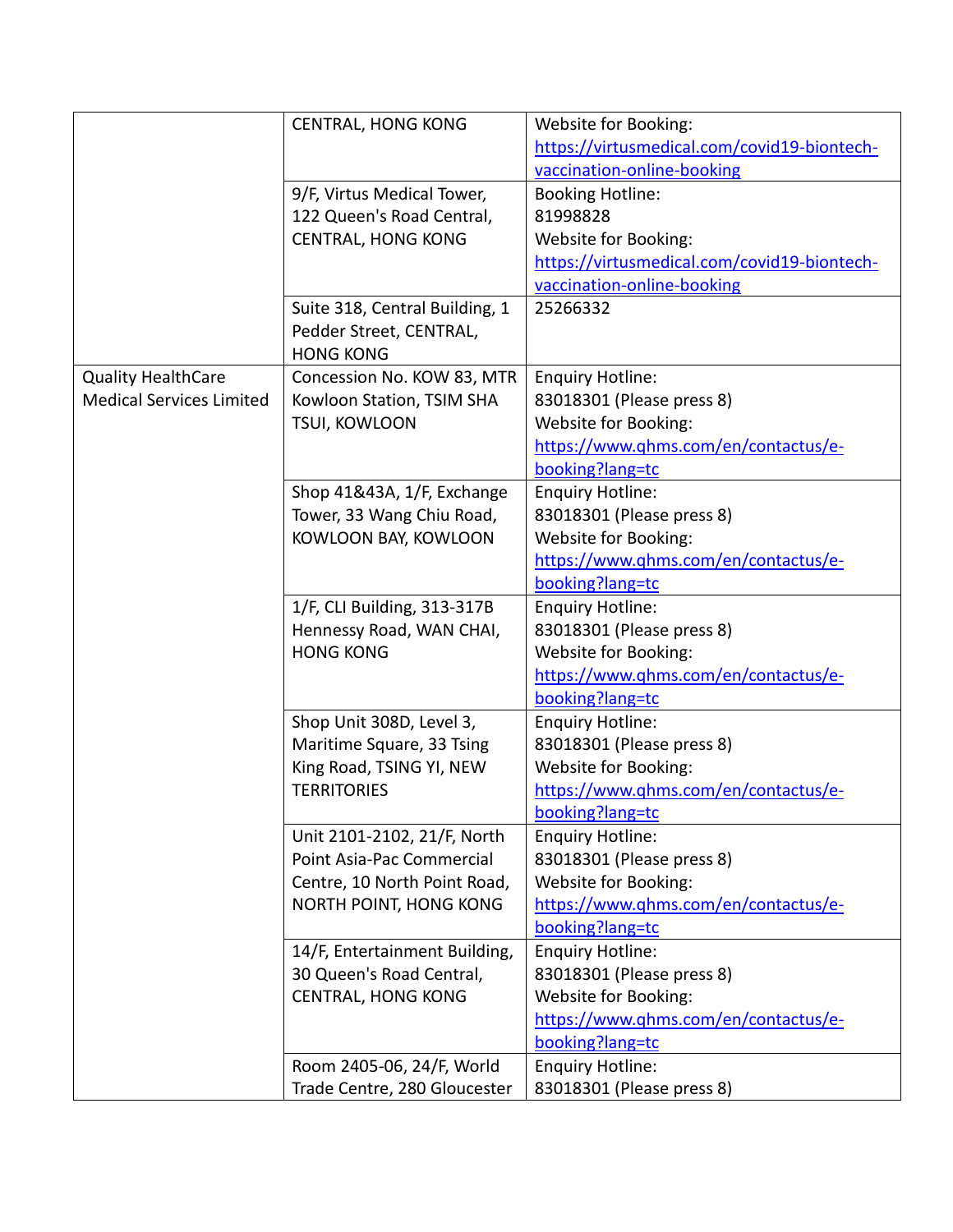| | | |
|---|---|---|
| | CENTRAL, HONG KONG | Website for Booking: https://virtusmedical.com/covid19-biontech-vaccination-online-booking |
| | 9/F, Virtus Medical Tower, 122 Queen's Road Central, CENTRAL, HONG KONG | Booking Hotline: 81998828 Website for Booking: https://virtusmedical.com/covid19-biontech-vaccination-online-booking |
| | Suite 318, Central Building, 1 Pedder Street, CENTRAL, HONG KONG | 25266332 |
| Quality HealthCare Medical Services Limited | Concession No. KOW 83, MTR Kowloon Station, TSIM SHA TSUI, KOWLOON | Enquiry Hotline: 83018301 (Please press 8) Website for Booking: https://www.qhms.com/en/contactus/e-booking?lang=tc |
| | Shop 41&43A, 1/F, Exchange Tower, 33 Wang Chiu Road, KOWLOON BAY, KOWLOON | Enquiry Hotline: 83018301 (Please press 8) Website for Booking: https://www.qhms.com/en/contactus/e-booking?lang=tc |
| | 1/F, CLI Building, 313-317B Hennessy Road, WAN CHAI, HONG KONG | Enquiry Hotline: 83018301 (Please press 8) Website for Booking: https://www.qhms.com/en/contactus/e-booking?lang=tc |
| | Shop Unit 308D, Level 3, Maritime Square, 33 Tsing King Road, TSING YI, NEW TERRITORIES | Enquiry Hotline: 83018301 (Please press 8) Website for Booking: https://www.qhms.com/en/contactus/e-booking?lang=tc |
| | Unit 2101-2102, 21/F, North Point Asia-Pac Commercial Centre, 10 North Point Road, NORTH POINT, HONG KONG | Enquiry Hotline: 83018301 (Please press 8) Website for Booking: https://www.qhms.com/en/contactus/e-booking?lang=tc |
| | 14/F, Entertainment Building, 30 Queen's Road Central, CENTRAL, HONG KONG | Enquiry Hotline: 83018301 (Please press 8) Website for Booking: https://www.qhms.com/en/contactus/e-booking?lang=tc |
| | Room 2405-06, 24/F, World Trade Centre, 280 Gloucester | Enquiry Hotline: 83018301 (Please press 8) |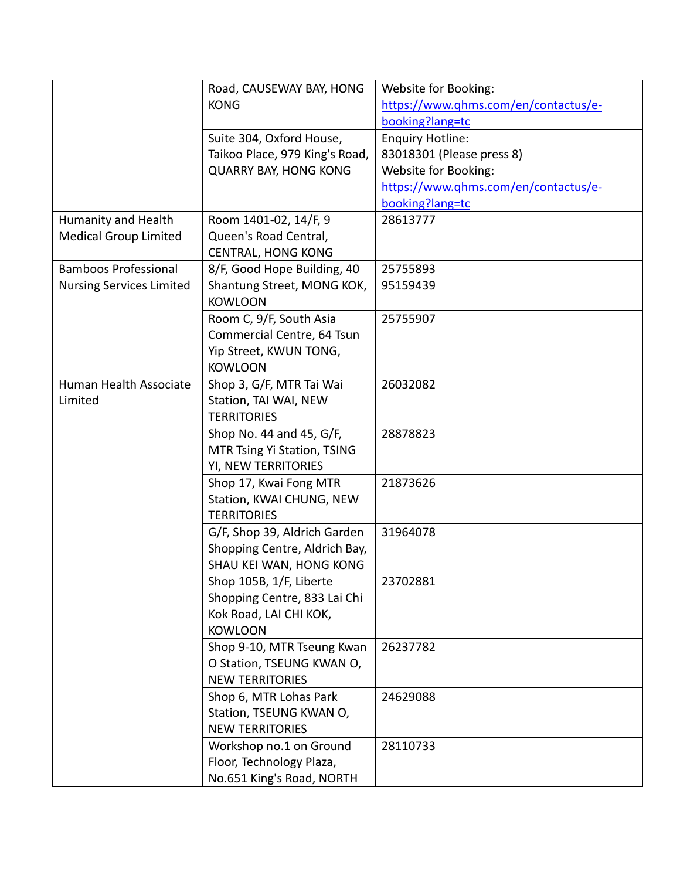| | | |
|---|---|---|
| | Road, CAUSEWAY BAY, HONG KONG | Website for Booking: https://www.qhms.com/en/contactus/e-booking?lang=tc |
| | Suite 304, Oxford House, Taikoo Place, 979 King's Road, QUARRY BAY, HONG KONG | Enquiry Hotline: 83018301 (Please press 8) Website for Booking: https://www.qhms.com/en/contactus/e-booking?lang=tc |
| Humanity and Health Medical Group Limited | Room 1401-02, 14/F, 9 Queen's Road Central, CENTRAL, HONG KONG | 28613777 |
| Bamboos Professional Nursing Services Limited | 8/F, Good Hope Building, 40 Shantung Street, MONG KOK, KOWLOON | 25755893 95159439 |
| | Room C, 9/F, South Asia Commercial Centre, 64 Tsun Yip Street, KWUN TONG, KOWLOON | 25755907 |
| Human Health Associate Limited | Shop 3, G/F, MTR Tai Wai Station, TAI WAI, NEW TERRITORIES | 26032082 |
| | Shop No. 44 and 45, G/F, MTR Tsing Yi Station, TSING YI, NEW TERRITORIES | 28878823 |
| | Shop 17, Kwai Fong MTR Station, KWAI CHUNG, NEW TERRITORIES | 21873626 |
| | G/F, Shop 39, Aldrich Garden Shopping Centre, Aldrich Bay, SHAU KEI WAN, HONG KONG | 31964078 |
| | Shop 105B, 1/F, Liberte Shopping Centre, 833 Lai Chi Kok Road, LAI CHI KOK, KOWLOON | 23702881 |
| | Shop 9-10, MTR Tseung Kwan O Station, TSEUNG KWAN O, NEW TERRITORIES | 26237782 |
| | Shop 6, MTR Lohas Park Station, TSEUNG KWAN O, NEW TERRITORIES | 24629088 |
| | Workshop no.1 on Ground Floor, Technology Plaza, No.651 King's Road, NORTH | 28110733 |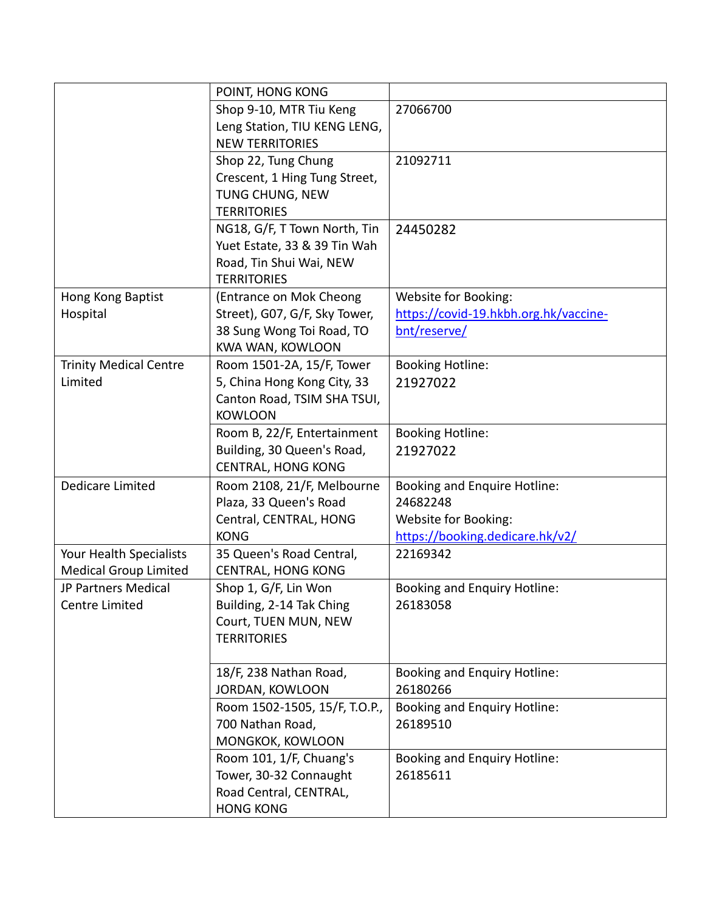| | | |
|---|---|---|
| | POINT, HONG KONG | |
| | Shop 9-10, MTR Tiu Keng Leng Station, TIU KENG LENG, NEW TERRITORIES | 27066700 |
| | Shop 22, Tung Chung Crescent, 1 Hing Tung Street, TUNG CHUNG, NEW TERRITORIES | 21092711 |
| | NG18, G/F, T Town North, Tin Yuet Estate, 33 & 39 Tin Wah Road, Tin Shui Wai, NEW TERRITORIES | 24450282 |
| Hong Kong Baptist Hospital | (Entrance on Mok Cheong Street), G07, G/F, Sky Tower, 38 Sung Wong Toi Road, TO KWA WAN, KOWLOON | Website for Booking: https://covid-19.hkbh.org.hk/vaccine-bnt/reserve/ |
| Trinity Medical Centre Limited | Room 1501-2A, 15/F, Tower 5, China Hong Kong City, 33 Canton Road, TSIM SHA TSUI, KOWLOON | Booking Hotline: 21927022 |
| | Room B, 22/F, Entertainment Building, 30 Queen's Road, CENTRAL, HONG KONG | Booking Hotline: 21927022 |
| Dedicare Limited | Room 2108, 21/F, Melbourne Plaza, 33 Queen's Road Central, CENTRAL, HONG KONG | Booking and Enquire Hotline: 24682248<br>Website for Booking: https://booking.dedicare.hk/v2/ |
| Your Health Specialists Medical Group Limited | 35 Queen's Road Central, CENTRAL, HONG KONG | 22169342 |
| JP Partners Medical Centre Limited | Shop 1, G/F, Lin Won Building, 2-14 Tak Ching Court, TUEN MUN, NEW TERRITORIES | Booking and Enquiry Hotline: 26183058 |
| | 18/F, 238 Nathan Road, JORDAN, KOWLOON | Booking and Enquiry Hotline: 26180266 |
| | Room 1502-1505, 15/F, T.O.P., 700 Nathan Road, MONGKOK, KOWLOON | Booking and Enquiry Hotline: 26189510 |
| | Room 101, 1/F, Chuang's Tower, 30-32 Connaught Road Central, CENTRAL, HONG KONG | Booking and Enquiry Hotline: 26185611 |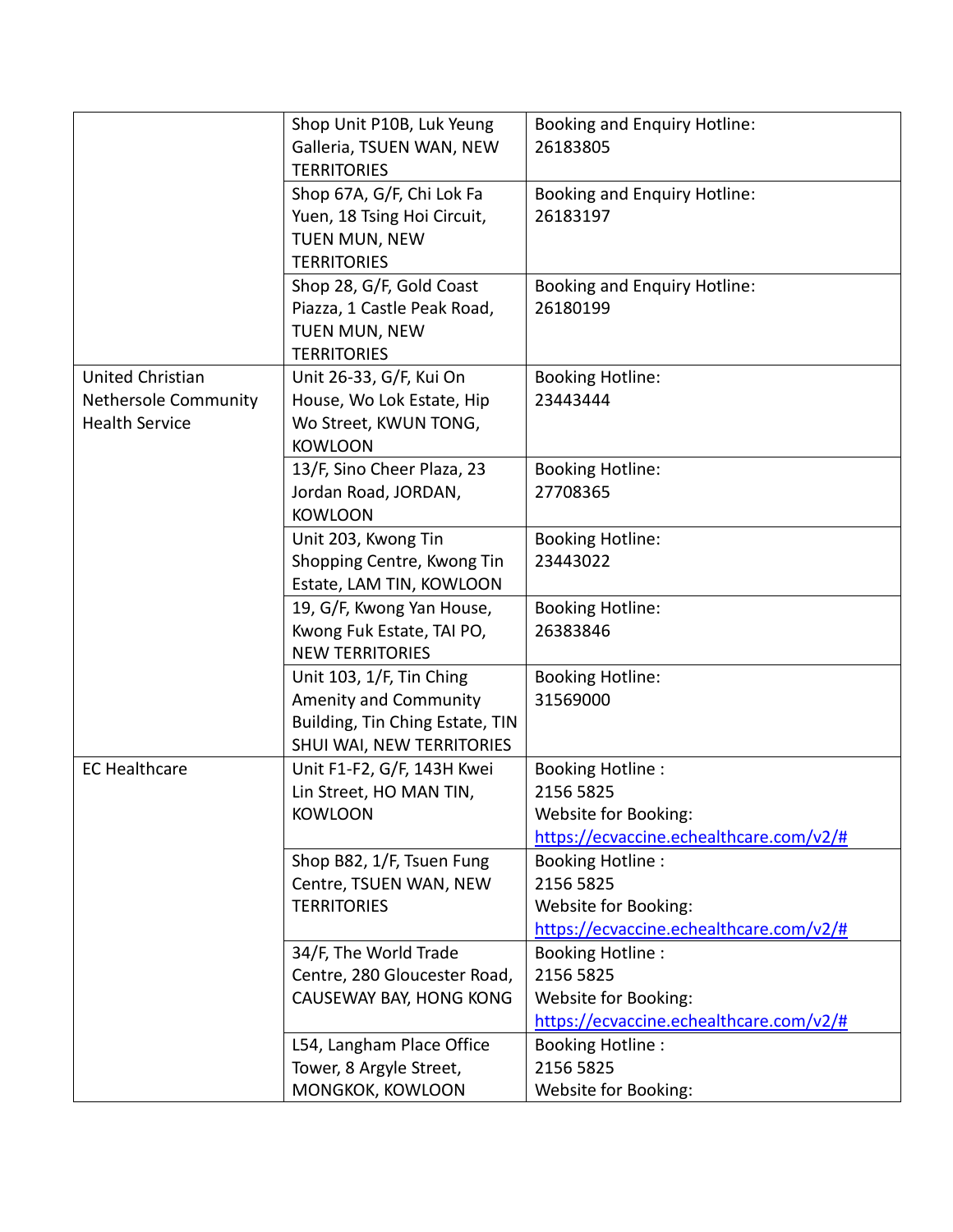| | | |
|---|---|---|
| | Shop Unit P10B, Luk Yeung Galleria, TSUEN WAN, NEW TERRITORIES | Booking and Enquiry Hotline: 26183805 |
| | Shop 67A, G/F, Chi Lok Fa Yuen, 18 Tsing Hoi Circuit, TUEN MUN, NEW TERRITORIES | Booking and Enquiry Hotline: 26183197 |
| | Shop 28, G/F, Gold Coast Piazza, 1 Castle Peak Road, TUEN MUN, NEW TERRITORIES | Booking and Enquiry Hotline: 26180199 |
| United Christian Nethersole Community Health Service | Unit 26-33, G/F, Kui On House, Wo Lok Estate, Hip Wo Street, KWUN TONG, KOWLOON | Booking Hotline: 23443444 |
| | 13/F, Sino Cheer Plaza, 23 Jordan Road, JORDAN, KOWLOON | Booking Hotline: 27708365 |
| | Unit 203, Kwong Tin Shopping Centre, Kwong Tin Estate, LAM TIN, KOWLOON | Booking Hotline: 23443022 |
| | 19, G/F, Kwong Yan House, Kwong Fuk Estate, TAI PO, NEW TERRITORIES | Booking Hotline: 26383846 |
| | Unit 103, 1/F, Tin Ching Amenity and Community Building, Tin Ching Estate, TIN SHUI WAI, NEW TERRITORIES | Booking Hotline: 31569000 |
| EC Healthcare | Unit F1-F2, G/F, 143H Kwei Lin Street, HO MAN TIN, KOWLOON | Booking Hotline : 2156 5825<br>Website for Booking: https://ecvaccine.echealthcare.com/v2/# |
| | Shop B82, 1/F, Tsuen Fung Centre, TSUEN WAN, NEW TERRITORIES | Booking Hotline : 2156 5825<br>Website for Booking: https://ecvaccine.echealthcare.com/v2/# |
| | 34/F, The World Trade Centre, 280 Gloucester Road, CAUSEWAY BAY, HONG KONG | Booking Hotline : 2156 5825<br>Website for Booking: https://ecvaccine.echealthcare.com/v2/# |
| | L54, Langham Place Office Tower, 8 Argyle Street, MONGKOK, KOWLOON | Booking Hotline : 2156 5825<br>Website for Booking: |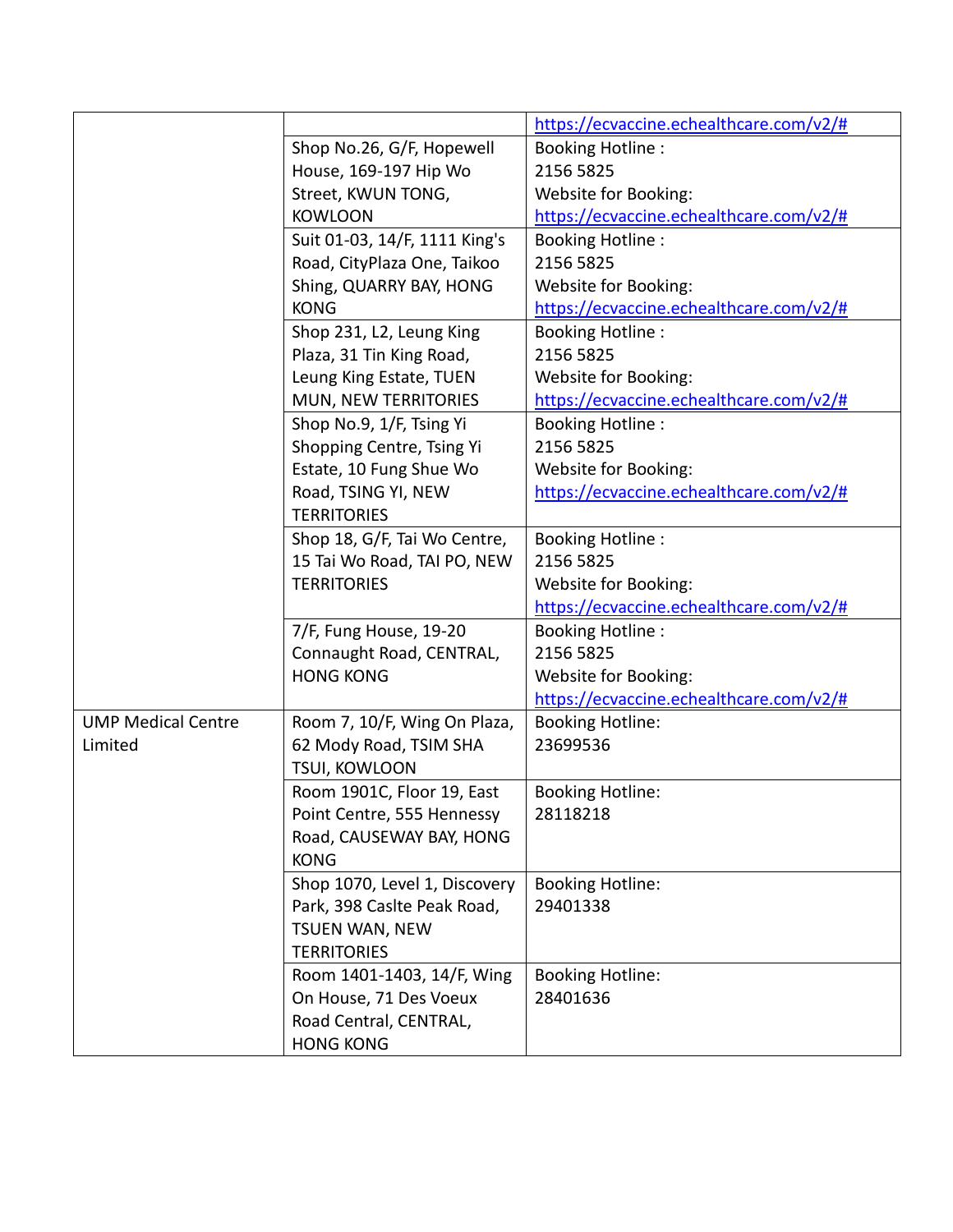| | | |
|---|---|---|
| | | https://ecvaccine.echealthcare.com/v2/# |
| | Shop No.26, G/F, Hopewell House, 169-197 Hip Wo Street, KWUN TONG, KOWLOON | Booking Hotline : 2156 5825 Website for Booking: https://ecvaccine.echealthcare.com/v2/# |
| | Suit 01-03, 14/F, 1111 King's Road, CityPlaza One, Taikoo Shing, QUARRY BAY, HONG KONG | Booking Hotline : 2156 5825 Website for Booking: https://ecvaccine.echealthcare.com/v2/# |
| | Shop 231, L2, Leung King Plaza, 31 Tin King Road, Leung King Estate, TUEN MUN, NEW TERRITORIES | Booking Hotline : 2156 5825 Website for Booking: https://ecvaccine.echealthcare.com/v2/# |
| | Shop No.9, 1/F, Tsing Yi Shopping Centre, Tsing Yi Estate, 10 Fung Shue Wo Road, TSING YI, NEW TERRITORIES | Booking Hotline : 2156 5825 Website for Booking: https://ecvaccine.echealthcare.com/v2/# |
| | Shop 18, G/F, Tai Wo Centre, 15 Tai Wo Road, TAI PO, NEW TERRITORIES | Booking Hotline : 2156 5825 Website for Booking: https://ecvaccine.echealthcare.com/v2/# |
| | 7/F, Fung House, 19-20 Connaught Road, CENTRAL, HONG KONG | Booking Hotline : 2156 5825 Website for Booking: https://ecvaccine.echealthcare.com/v2/# |
| UMP Medical Centre Limited | Room 7, 10/F, Wing On Plaza, 62 Mody Road, TSIM SHA TSUI, KOWLOON | Booking Hotline: 23699536 |
| | Room 1901C, Floor 19, East Point Centre, 555 Hennessy Road, CAUSEWAY BAY, HONG KONG | Booking Hotline: 28118218 |
| | Shop 1070, Level 1, Discovery Park, 398 Caslte Peak Road, TSUEN WAN, NEW TERRITORIES | Booking Hotline: 29401338 |
| | Room 1401-1403, 14/F, Wing On House, 71 Des Voeux Road Central, CENTRAL, HONG KONG | Booking Hotline: 28401636 |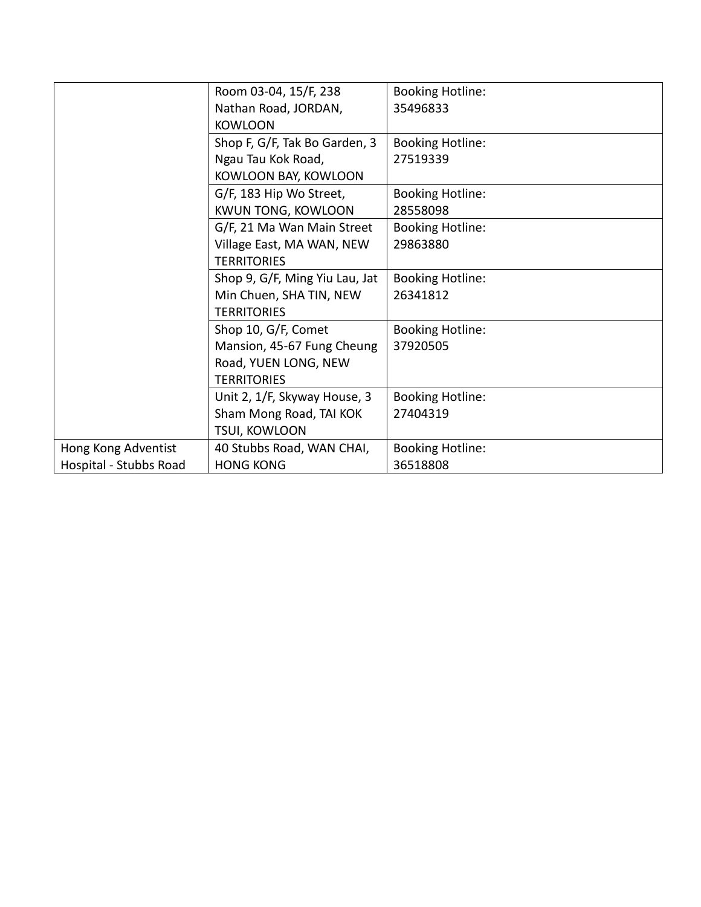| | | |
|---|---|---|
| | Room 03-04, 15/F, 238 Nathan Road, JORDAN, KOWLOON | Booking Hotline: 35496833 |
| | Shop F, G/F, Tak Bo Garden, 3 Ngau Tau Kok Road, KOWLOON BAY, KOWLOON | Booking Hotline: 27519339 |
| | G/F, 183 Hip Wo Street, KWUN TONG, KOWLOON | Booking Hotline: 28558098 |
| | G/F, 21 Ma Wan Main Street Village East, MA WAN, NEW TERRITORIES | Booking Hotline: 29863880 |
| | Shop 9, G/F, Ming Yiu Lau, Jat Min Chuen, SHA TIN, NEW TERRITORIES | Booking Hotline: 26341812 |
| | Shop 10, G/F, Comet Mansion, 45-67 Fung Cheung Road, YUEN LONG, NEW TERRITORIES | Booking Hotline: 37920505 |
| | Unit 2, 1/F, Skyway House, 3 Sham Mong Road, TAI KOK TSUI, KOWLOON | Booking Hotline: 27404319 |
| Hong Kong Adventist Hospital - Stubbs Road | 40 Stubbs Road, WAN CHAI, HONG KONG | Booking Hotline: 36518808 |